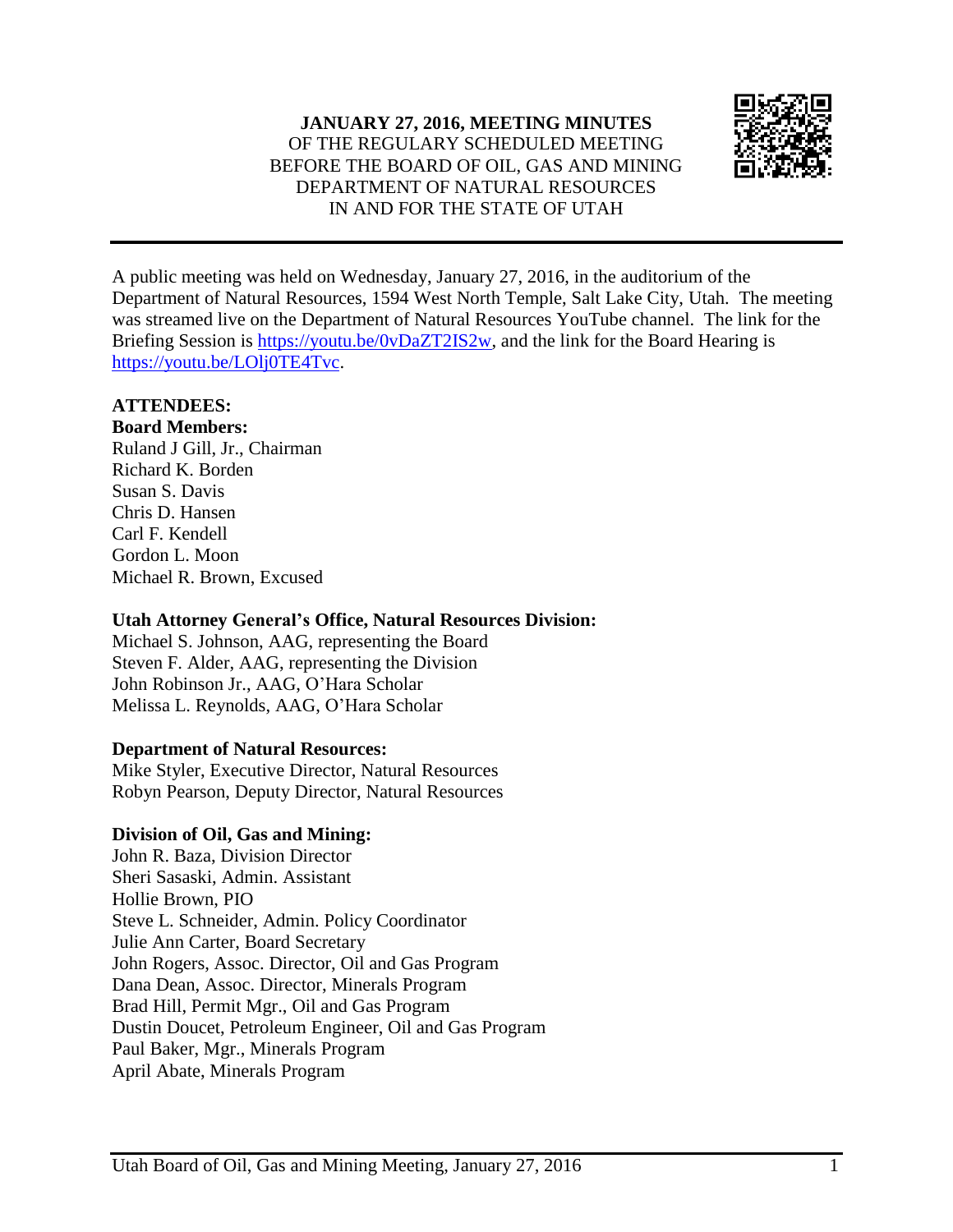**JANUARY 27, 2016, MEETING MINUTES**
OF THE REGULARY SCHEDULED MEETING
BEFORE THE BOARD OF OIL, GAS AND MINING
DEPARTMENT OF NATURAL RESOURCES
IN AND FOR THE STATE OF UTAH

---

A public meeting was held on Wednesday, January 27, 2016, in the auditorium of the Department of Natural Resources, 1594 West North Temple, Salt Lake City, Utah. The meeting was streamed live on the Department of Natural Resources YouTube channel. The link for the Briefing Session is https://youtu.be/0vDaZT2IS2w, and the link for the Board Hearing is https://youtu.be/LOlj0TE4Tvc.

**ATTENDEES:**

**Board Members:**
Ruland J Gill, Jr., Chairman
Richard K. Borden
Susan S. Davis
Chris D. Hansen
Carl F. Kendell
Gordon L. Moon
Michael R. Brown, Excused

**Utah Attorney General's Office, Natural Resources Division:**
Michael S. Johnson, AAG, representing the Board
Steven F. Alder, AAG, representing the Division
John Robinson Jr., AAG, O'Hara Scholar
Melissa L. Reynolds, AAG, O'Hara Scholar

**Department of Natural Resources:**
Mike Styler, Executive Director, Natural Resources
Robyn Pearson, Deputy Director, Natural Resources

**Division of Oil, Gas and Mining:**
John R. Baza, Division Director
Sheri Sasaski, Admin. Assistant
Hollie Brown, PIO
Steve L. Schneider, Admin. Policy Coordinator
Julie Ann Carter, Board Secretary
John Rogers, Assoc. Director, Oil and Gas Program
Dana Dean, Assoc. Director, Minerals Program
Brad Hill, Permit Mgr., Oil and Gas Program
Dustin Doucet, Petroleum Engineer, Oil and Gas Program
Paul Baker, Mgr., Minerals Program
April Abate, Minerals Program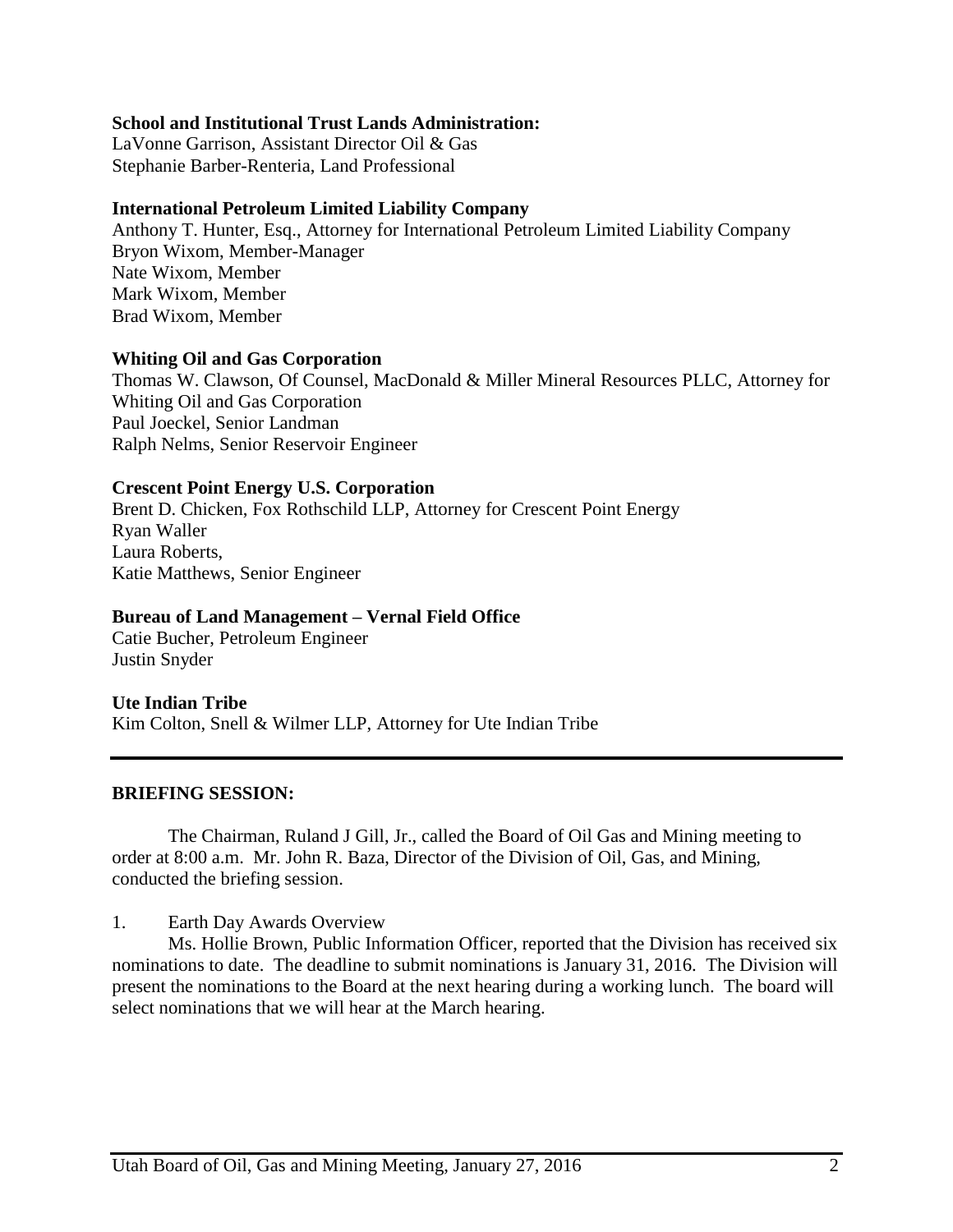**School and Institutional Trust Lands Administration:**
LaVonne Garrison, Assistant Director Oil & Gas
Stephanie Barber-Renteria, Land Professional

**International Petroleum Limited Liability Company**
Anthony T. Hunter, Esq., Attorney for International Petroleum Limited Liability Company
Bryon Wixom, Member-Manager
Nate Wixom, Member
Mark Wixom, Member
Brad Wixom, Member

**Whiting Oil and Gas Corporation**
Thomas W. Clawson, Of Counsel, MacDonald & Miller Mineral Resources PLLC, Attorney for Whiting Oil and Gas Corporation
Paul Joeckel, Senior Landman
Ralph Nelms, Senior Reservoir Engineer

**Crescent Point Energy U.S. Corporation**
Brent D. Chicken, Fox Rothschild LLP, Attorney for Crescent Point Energy
Ryan Waller
Laura Roberts,
Katie Matthews, Senior Engineer

**Bureau of Land Management – Vernal Field Office**
Catie Bucher, Petroleum Engineer
Justin Snyder

**Ute Indian Tribe**
Kim Colton, Snell & Wilmer LLP, Attorney for Ute Indian Tribe

---

**BRIEFING SESSION:**

The Chairman, Ruland J Gill, Jr., called the Board of Oil Gas and Mining meeting to order at 8:00 a.m. Mr. John R. Baza, Director of the Division of Oil, Gas, and Mining, conducted the briefing session.

1. Earth Day Awards Overview

Ms. Hollie Brown, Public Information Officer, reported that the Division has received six nominations to date. The deadline to submit nominations is January 31, 2016. The Division will present the nominations to the Board at the next hearing during a working lunch. The board will select nominations that we will hear at the March hearing.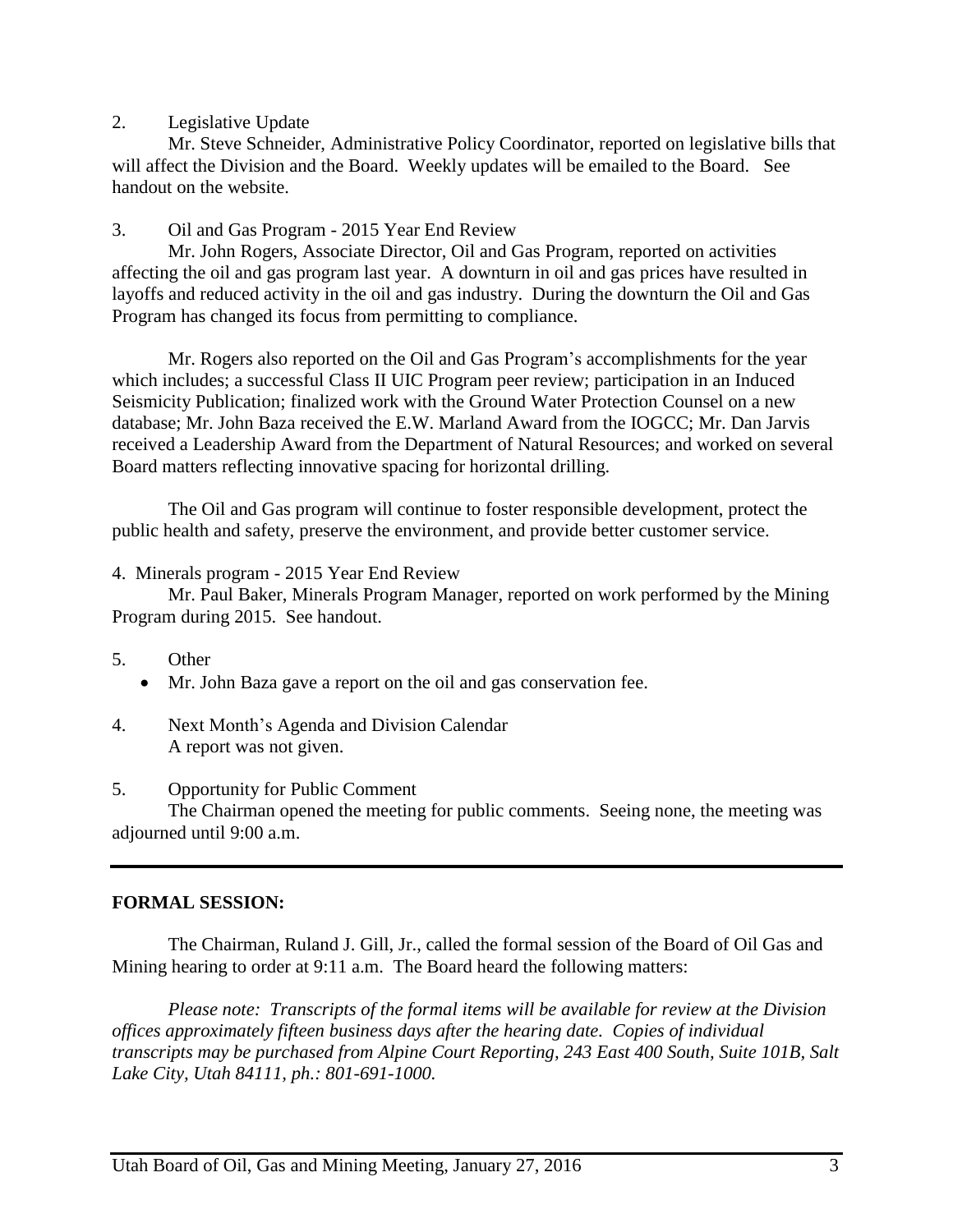2. Legislative Update

Mr. Steve Schneider, Administrative Policy Coordinator, reported on legislative bills that will affect the Division and the Board. Weekly updates will be emailed to the Board. See handout on the website.

3. Oil and Gas Program - 2015 Year End Review

Mr. John Rogers, Associate Director, Oil and Gas Program, reported on activities affecting the oil and gas program last year. A downturn in oil and gas prices have resulted in layoffs and reduced activity in the oil and gas industry. During the downturn the Oil and Gas Program has changed its focus from permitting to compliance.

Mr. Rogers also reported on the Oil and Gas Program's accomplishments for the year which includes; a successful Class II UIC Program peer review; participation in an Induced Seismicity Publication; finalized work with the Ground Water Protection Counsel on a new database; Mr. John Baza received the E.W. Marland Award from the IOGCC; Mr. Dan Jarvis received a Leadership Award from the Department of Natural Resources; and worked on several Board matters reflecting innovative spacing for horizontal drilling.

The Oil and Gas program will continue to foster responsible development, protect the public health and safety, preserve the environment, and provide better customer service.

4. Minerals program - 2015 Year End Review

Mr. Paul Baker, Minerals Program Manager, reported on work performed by the Mining Program during 2015. See handout.

5. Other

- Mr. John Baza gave a report on the oil and gas conservation fee.

4. Next Month's Agenda and Division Calendar

A report was not given.

5. Opportunity for Public Comment

The Chairman opened the meeting for public comments. Seeing none, the meeting was adjourned until 9:00 a.m.

---

**FORMAL SESSION:**

The Chairman, Ruland J. Gill, Jr., called the formal session of the Board of Oil Gas and Mining hearing to order at 9:11 a.m. The Board heard the following matters:

*Please note: Transcripts of the formal items will be available for review at the Division offices approximately fifteen business days after the hearing date. Copies of individual transcripts may be purchased from Alpine Court Reporting, 243 East 400 South, Suite 101B, Salt Lake City, Utah 84111, ph.: 801-691-1000.*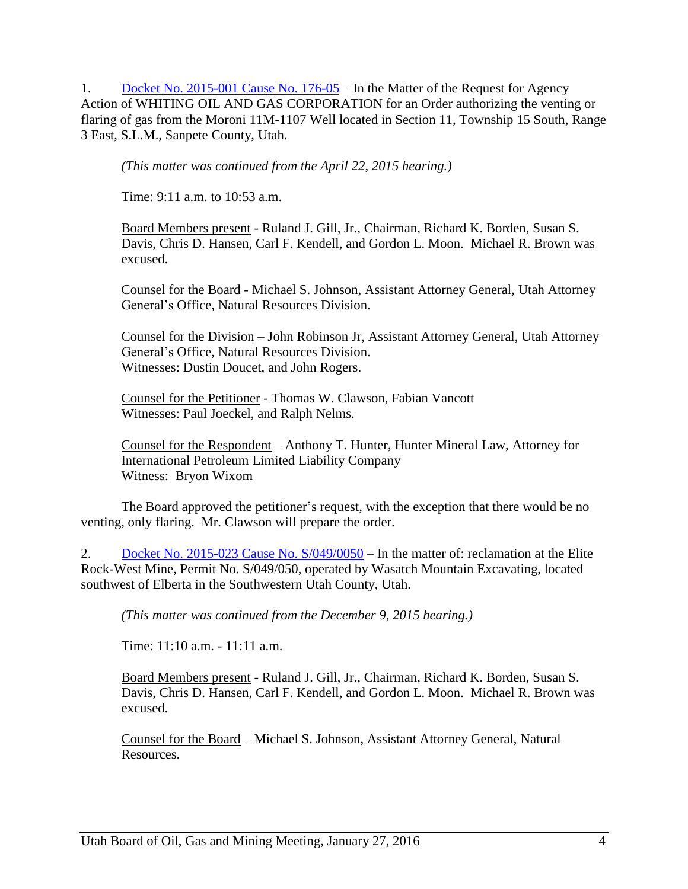1. [Docket No. 2015-001 Cause No. 176-05] – In the Matter of the Request for Agency Action of WHITING OIL AND GAS CORPORATION for an Order authorizing the venting or flaring of gas from the Moroni 11M-1107 Well located in Section 11, Township 15 South, Range 3 East, S.L.M., Sanpete County, Utah.

   *(This matter was continued from the April 22, 2015 hearing.)*

   Time: 9:11 a.m. to 10:53 a.m.

   Board Members present - Ruland J. Gill, Jr., Chairman, Richard K. Borden, Susan S. Davis, Chris D. Hansen, Carl F. Kendell, and Gordon L. Moon. Michael R. Brown was excused.

   Counsel for the Board - Michael S. Johnson, Assistant Attorney General, Utah Attorney General's Office, Natural Resources Division.

   Counsel for the Division – John Robinson Jr, Assistant Attorney General, Utah Attorney General's Office, Natural Resources Division.
   Witnesses: Dustin Doucet, and John Rogers.

   Counsel for the Petitioner - Thomas W. Clawson, Fabian Vancott
   Witnesses: Paul Joeckel, and Ralph Nelms.

   Counsel for the Respondent – Anthony T. Hunter, Hunter Mineral Law, Attorney for International Petroleum Limited Liability Company
   Witness: Bryon Wixom

   The Board approved the petitioner's request, with the exception that there would be no venting, only flaring. Mr. Clawson will prepare the order.

2. [Docket No. 2015-023 Cause No. S/049/0050] – In the matter of: reclamation at the Elite Rock-West Mine, Permit No. S/049/050, operated by Wasatch Mountain Excavating, located southwest of Elberta in the Southwestern Utah County, Utah.

   *(This matter was continued from the December 9, 2015 hearing.)*

   Time: 11:10 a.m. - 11:11 a.m.

   Board Members present - Ruland J. Gill, Jr., Chairman, Richard K. Borden, Susan S. Davis, Chris D. Hansen, Carl F. Kendell, and Gordon L. Moon. Michael R. Brown was excused.

   Counsel for the Board – Michael S. Johnson, Assistant Attorney General, Natural Resources.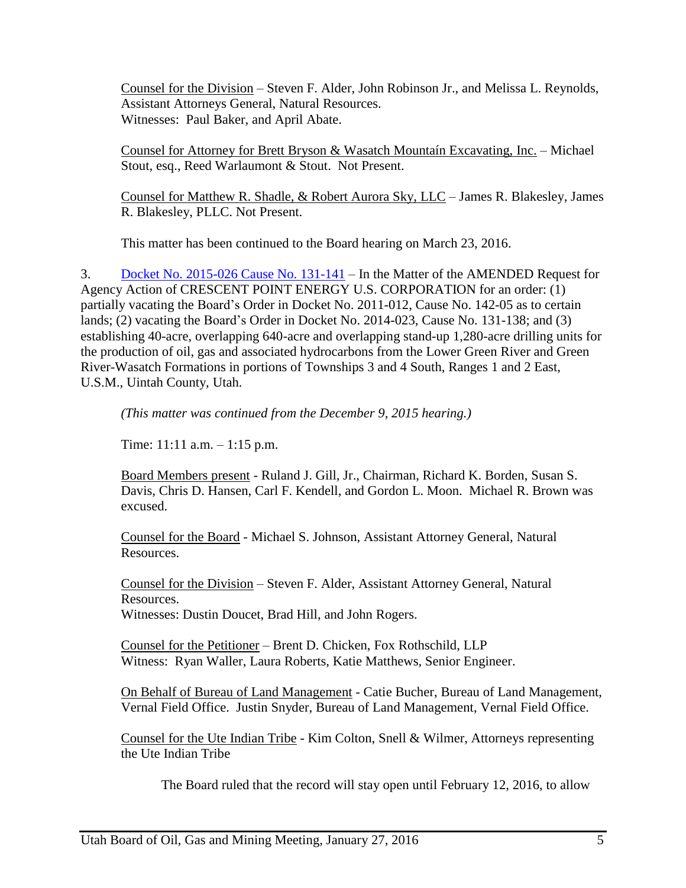Counsel for the Division – Steven F. Alder, John Robinson Jr., and Melissa L. Reynolds, Assistant Attorneys General, Natural Resources.
Witnesses: Paul Baker, and April Abate.

Counsel for Attorney for Brett Bryson & Wasatch Mountaín Excavating, Inc. – Michael Stout, esq., Reed Warlaumont & Stout. Not Present.

Counsel for Matthew R. Shadle, & Robert Aurora Sky, LLC – James R. Blakesley, James R. Blakesley, PLLC. Not Present.

This matter has been continued to the Board hearing on March 23, 2016.

3. Docket No. 2015-026 Cause No. 131-141 – In the Matter of the AMENDED Request for Agency Action of CRESCENT POINT ENERGY U.S. CORPORATION for an order: (1) partially vacating the Board's Order in Docket No. 2011-012, Cause No. 142-05 as to certain lands; (2) vacating the Board's Order in Docket No. 2014-023, Cause No. 131-138; and (3) establishing 40-acre, overlapping 640-acre and overlapping stand-up 1,280-acre drilling units for the production of oil, gas and associated hydrocarbons from the Lower Green River and Green River-Wasatch Formations in portions of Townships 3 and 4 South, Ranges 1 and 2 East, U.S.M., Uintah County, Utah.

*(This matter was continued from the December 9, 2015 hearing.)*

Time: 11:11 a.m. – 1:15 p.m.

Board Members present - Ruland J. Gill, Jr., Chairman, Richard K. Borden, Susan S. Davis, Chris D. Hansen, Carl F. Kendell, and Gordon L. Moon. Michael R. Brown was excused.

Counsel for the Board - Michael S. Johnson, Assistant Attorney General, Natural Resources.

Counsel for the Division – Steven F. Alder, Assistant Attorney General, Natural Resources.
Witnesses: Dustin Doucet, Brad Hill, and John Rogers.

Counsel for the Petitioner – Brent D. Chicken, Fox Rothschild, LLP
Witness: Ryan Waller, Laura Roberts, Katie Matthews, Senior Engineer.

On Behalf of Bureau of Land Management - Catie Bucher, Bureau of Land Management, Vernal Field Office. Justin Snyder, Bureau of Land Management, Vernal Field Office.

Counsel for the Ute Indian Tribe - Kim Colton, Snell & Wilmer, Attorneys representing the Ute Indian Tribe

The Board ruled that the record will stay open until February 12, 2016, to allow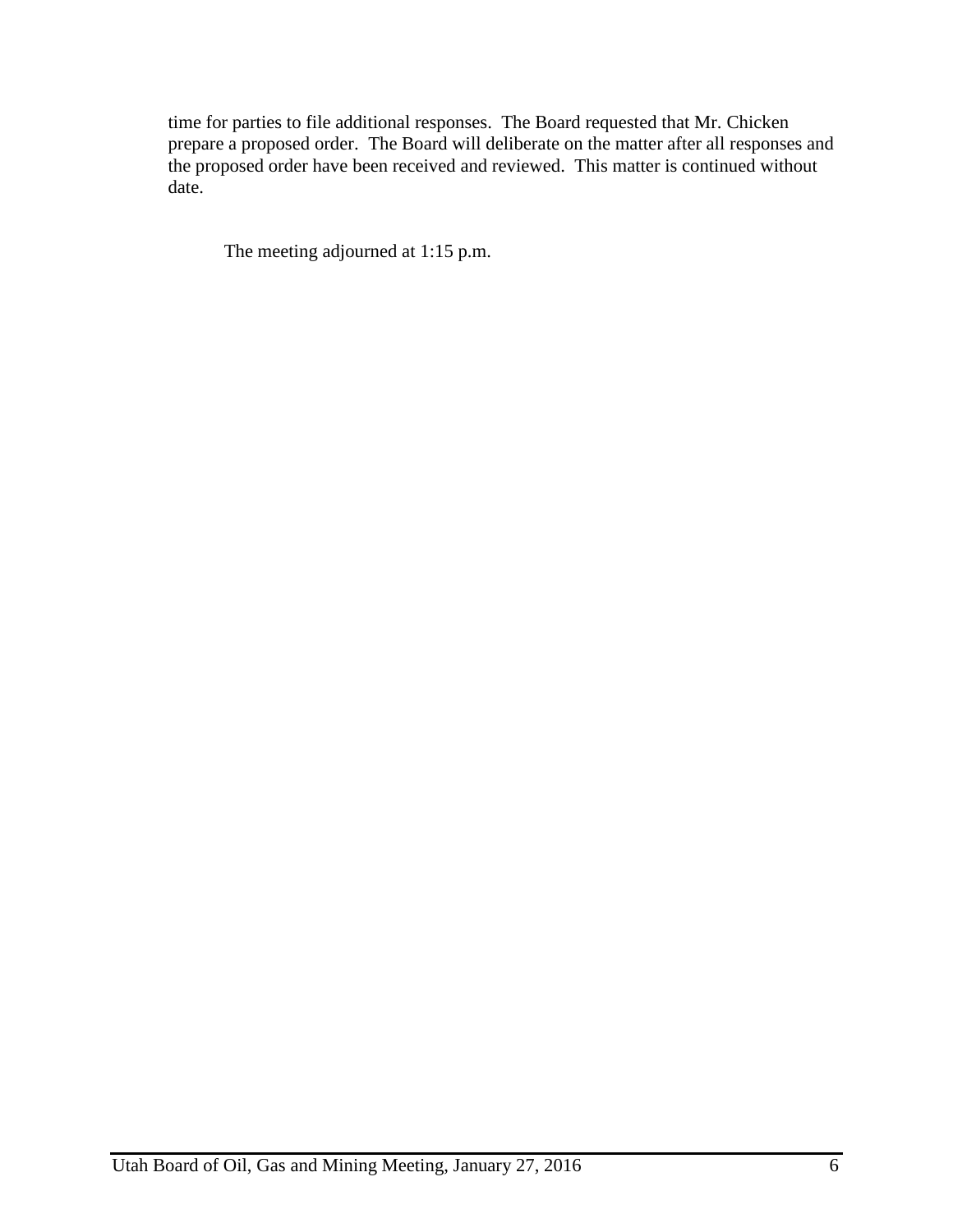time for parties to file additional responses. The Board requested that Mr. Chicken prepare a proposed order. The Board will deliberate on the matter after all responses and the proposed order have been received and reviewed. This matter is continued without date.

The meeting adjourned at 1:15 p.m.